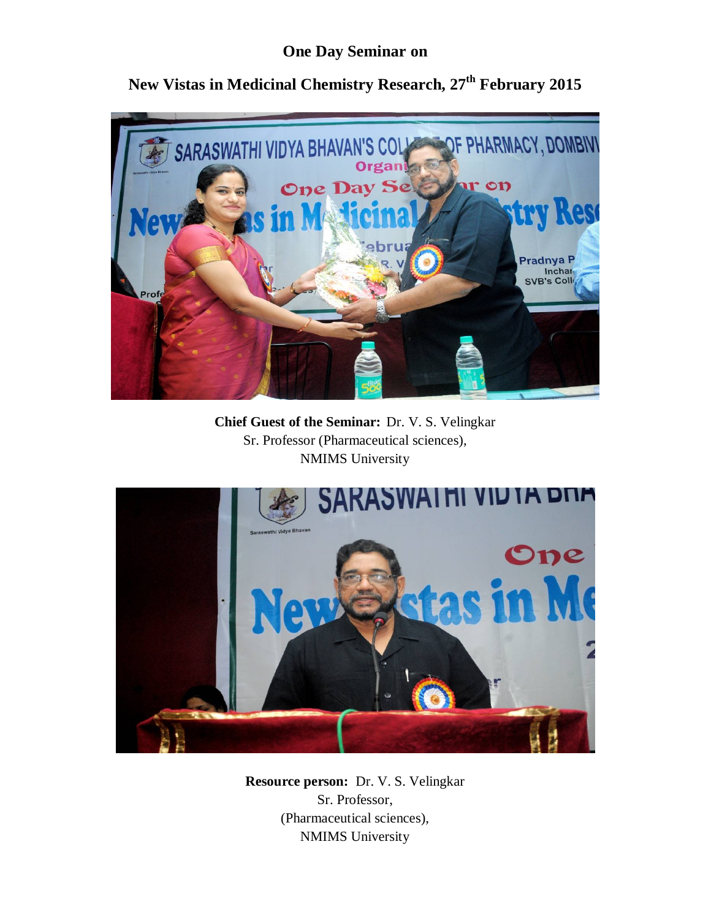# One Day Seminar on

## New Vistas in Medicinal Chemistry Research, 27th February 2015

**Chief Guest of the Seminar:** Dr. V. S. Velingkar
Sr. Professor (Pharmaceutical sciences),
NMIMS University

**Resource person:** Dr. V. S. Velingkar
Sr. Professor,
(Pharmaceutical sciences),
NMIMS University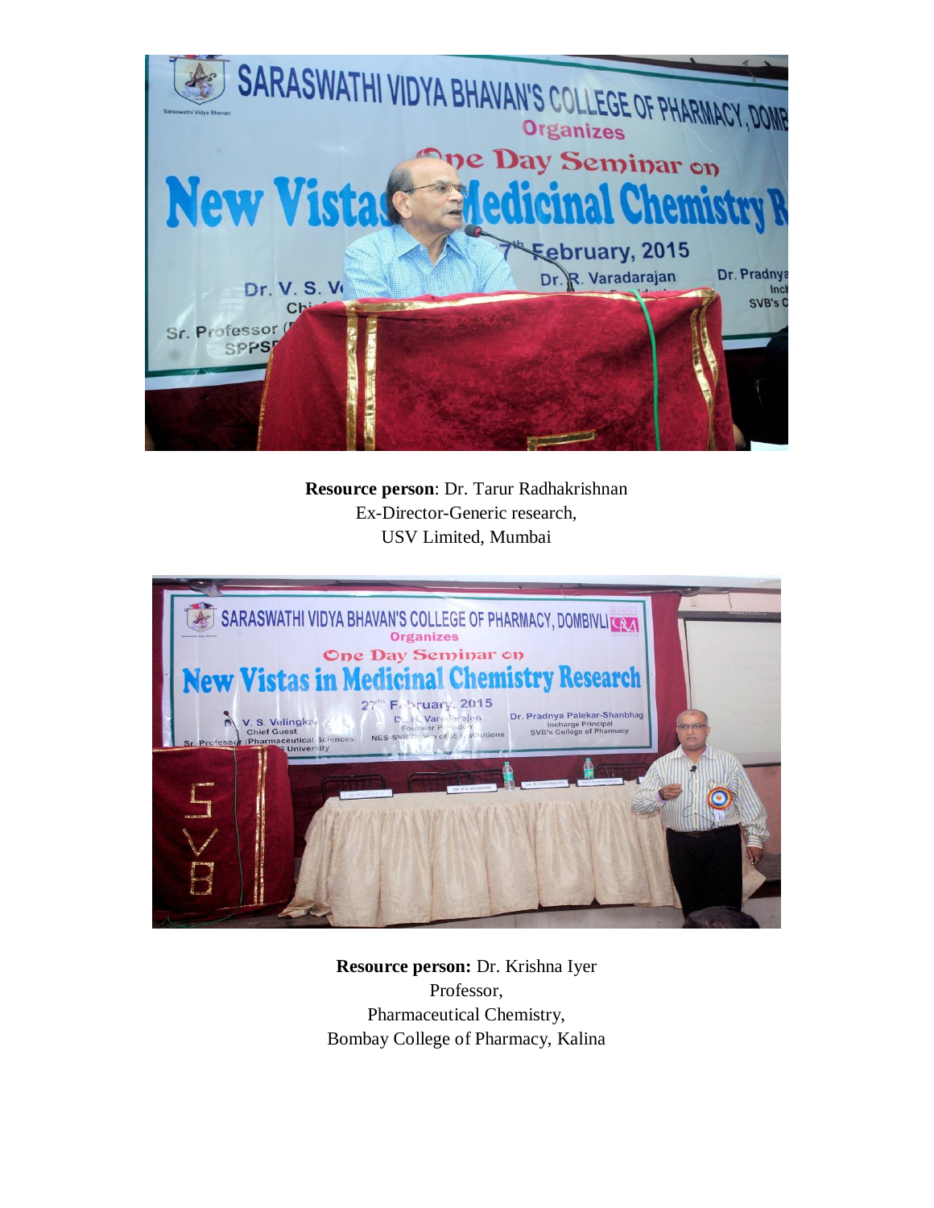**Resource person**: Dr. Tarur Radhakrishnan
Ex-Director-Generic research,
USV Limited, Mumbai

**Resource person:** Dr. Krishna Iyer
Professor,
Pharmaceutical Chemistry,
Bombay College of Pharmacy, Kalina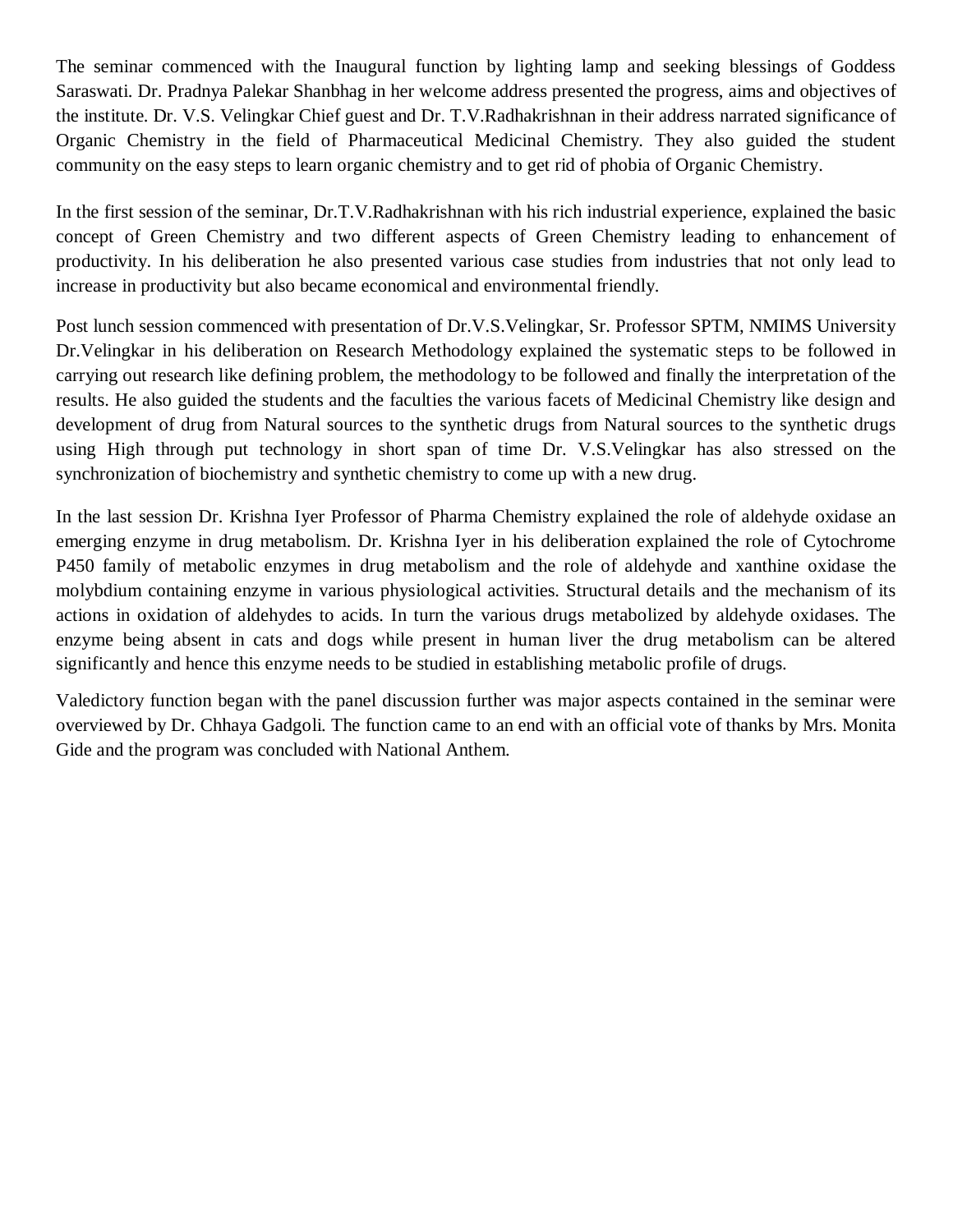The seminar commenced with the Inaugural function by lighting lamp and seeking blessings of Goddess Saraswati. Dr. Pradnya Palekar Shanbhag in her welcome address presented the progress, aims and objectives of the institute. Dr. V.S. Velingkar Chief guest and Dr. T.V.Radhakrishnan in their address narrated significance of Organic Chemistry in the field of Pharmaceutical Medicinal Chemistry. They also guided the student community on the easy steps to learn organic chemistry and to get rid of phobia of Organic Chemistry.

In the first session of the seminar, Dr.T.V.Radhakrishnan with his rich industrial experience, explained the basic concept of Green Chemistry and two different aspects of Green Chemistry leading to enhancement of productivity. In his deliberation he also presented various case studies from industries that not only lead to increase in productivity but also became economical and environmental friendly.

Post lunch session commenced with presentation of Dr.V.S.Velingkar, Sr. Professor SPTM, NMIMS University Dr.Velingkar in his deliberation on Research Methodology explained the systematic steps to be followed in carrying out research like defining problem, the methodology to be followed and finally the interpretation of the results. He also guided the students and the faculties the various facets of Medicinal Chemistry like design and development of drug from Natural sources to the synthetic drugs from Natural sources to the synthetic drugs using High through put technology in short span of time Dr. V.S.Velingkar has also stressed on the synchronization of biochemistry and synthetic chemistry to come up with a new drug.

In the last session Dr. Krishna Iyer Professor of Pharma Chemistry explained the role of aldehyde oxidase an emerging enzyme in drug metabolism. Dr. Krishna Iyer in his deliberation explained the role of Cytochrome P450 family of metabolic enzymes in drug metabolism and the role of aldehyde and xanthine oxidase the molybdium containing enzyme in various physiological activities. Structural details and the mechanism of its actions in oxidation of aldehydes to acids. In turn the various drugs metabolized by aldehyde oxidases. The enzyme being absent in cats and dogs while present in human liver the drug metabolism can be altered significantly and hence this enzyme needs to be studied in establishing metabolic profile of drugs.

Valedictory function began with the panel discussion further was major aspects contained in the seminar were overviewed by Dr. Chhaya Gadgoli. The function came to an end with an official vote of thanks by Mrs. Monita Gide and the program was concluded with National Anthem.